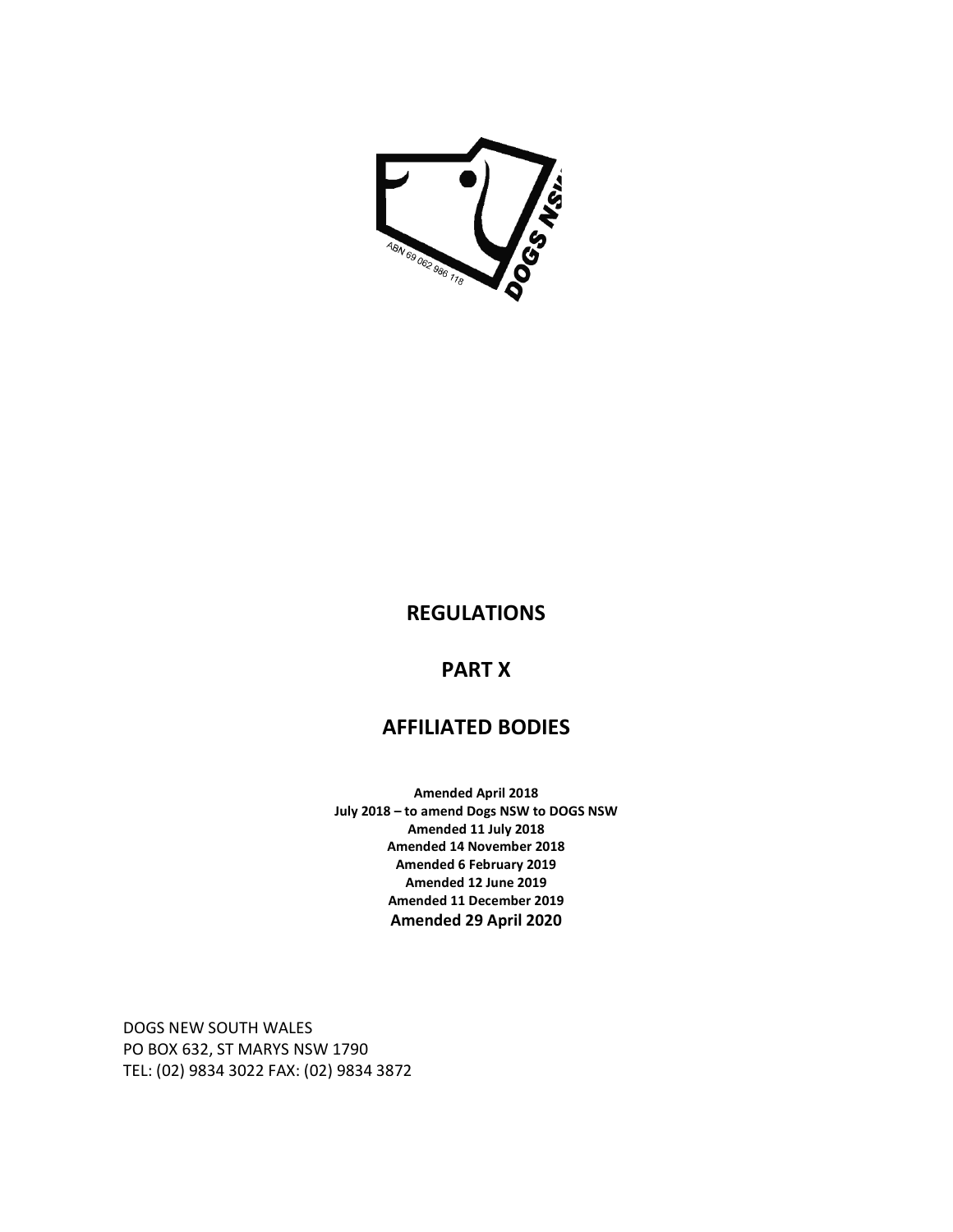# REGULATIONS

# PART X

# AFFILIATED BODIES

**Amended April 2018**
**July 2018 – to amend Dogs NSW to DOGS NSW**
**Amended 11 July 2018**
**Amended 14 November 2018**
**Amended 6 February 2019**
**Amended 12 June 2019**
**Amended 11 December 2019**
**Amended 29 April 2020**

DOGS NEW SOUTH WALES
PO BOX 632, ST MARYS NSW 1790
TEL: (02) 9834 3022 FAX: (02) 9834 3872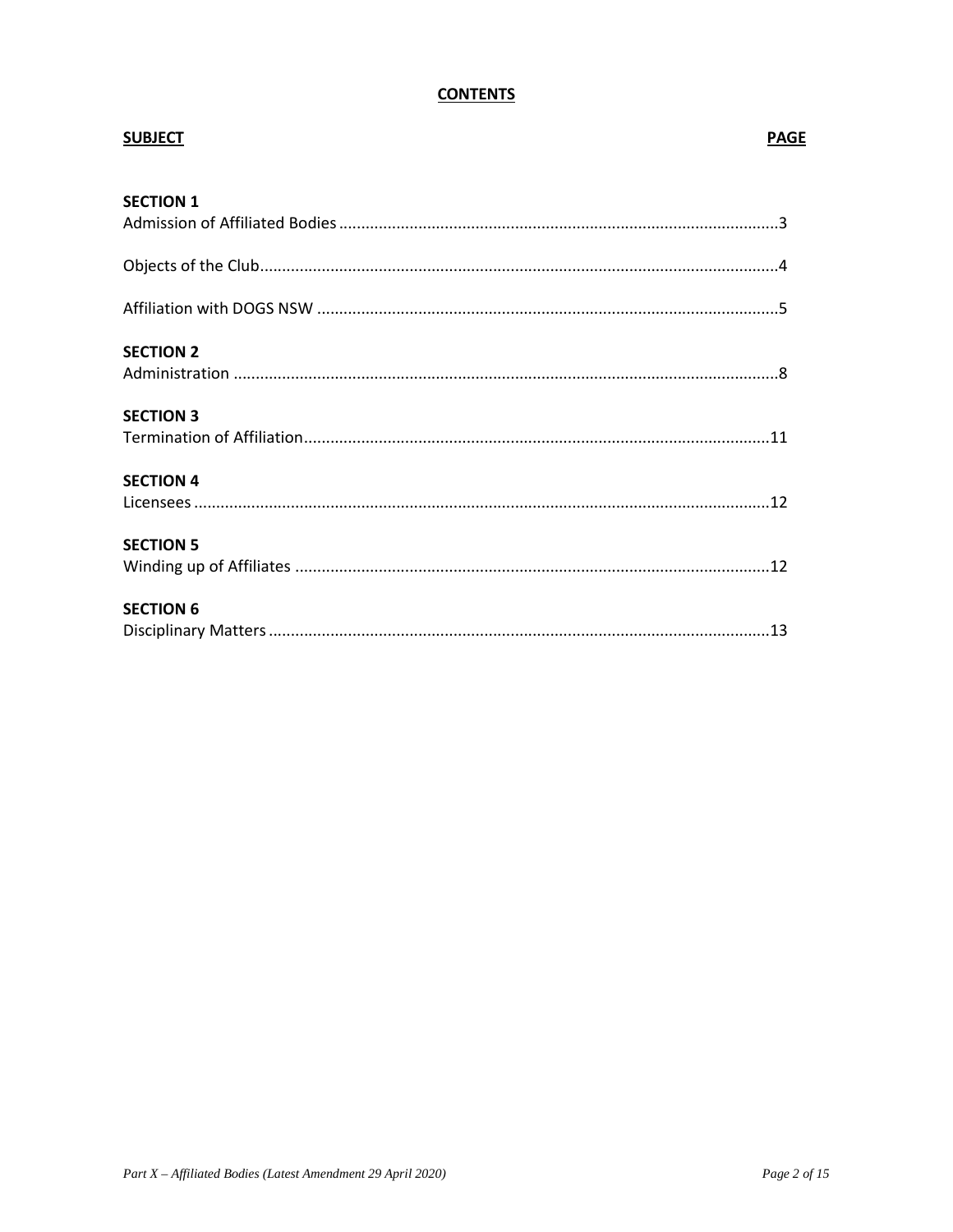# CONTENTS

| SUBJECT | PAGE |
|---|---|
| **SECTION 1** | |
| Admission of Affiliated Bodies | 3 |
| Objects of the Club | 4 |
| Affiliation with DOGS NSW | 5 |
| **SECTION 2** | |
| Administration | 8 |
| **SECTION 3** | |
| Termination of Affiliation | 11 |
| **SECTION 4** | |
| Licensees | 12 |
| **SECTION 5** | |
| Winding up of Affiliates | 12 |
| **SECTION 6** | |
| Disciplinary Matters | 13 |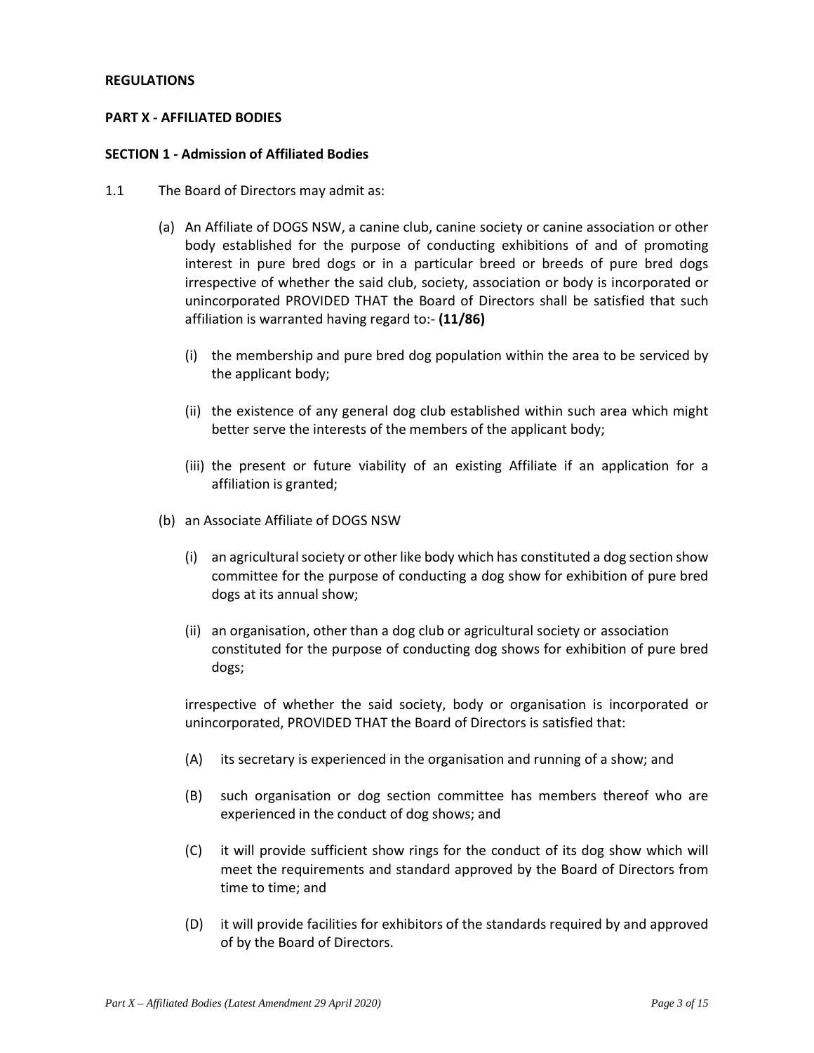**REGULATIONS**

**PART X - AFFILIATED BODIES**

**SECTION 1 - Admission of Affiliated Bodies**

1.1 The Board of Directors may admit as:

(a) An Affiliate of DOGS NSW, a canine club, canine society or canine association or other body established for the purpose of conducting exhibitions of and of promoting interest in pure bred dogs or in a particular breed or breeds of pure bred dogs irrespective of whether the said club, society, association or body is incorporated or unincorporated PROVIDED THAT the Board of Directors shall be satisfied that such affiliation is warranted having regard to:- **(11/86)**

(i) the membership and pure bred dog population within the area to be serviced by the applicant body;

(ii) the existence of any general dog club established within such area which might better serve the interests of the members of the applicant body;

(iii) the present or future viability of an existing Affiliate if an application for a affiliation is granted;

(b) an Associate Affiliate of DOGS NSW

(i) an agricultural society or other like body which has constituted a dog section show committee for the purpose of conducting a dog show for exhibition of pure bred dogs at its annual show;

(ii) an organisation, other than a dog club or agricultural society or association constituted for the purpose of conducting dog shows for exhibition of pure bred dogs;

irrespective of whether the said society, body or organisation is incorporated or unincorporated, PROVIDED THAT the Board of Directors is satisfied that:

(A) its secretary is experienced in the organisation and running of a show; and

(B) such organisation or dog section committee has members thereof who are experienced in the conduct of dog shows; and

(C) it will provide sufficient show rings for the conduct of its dog show which will meet the requirements and standard approved by the Board of Directors from time to time; and

(D) it will provide facilities for exhibitors of the standards required by and approved of by the Board of Directors.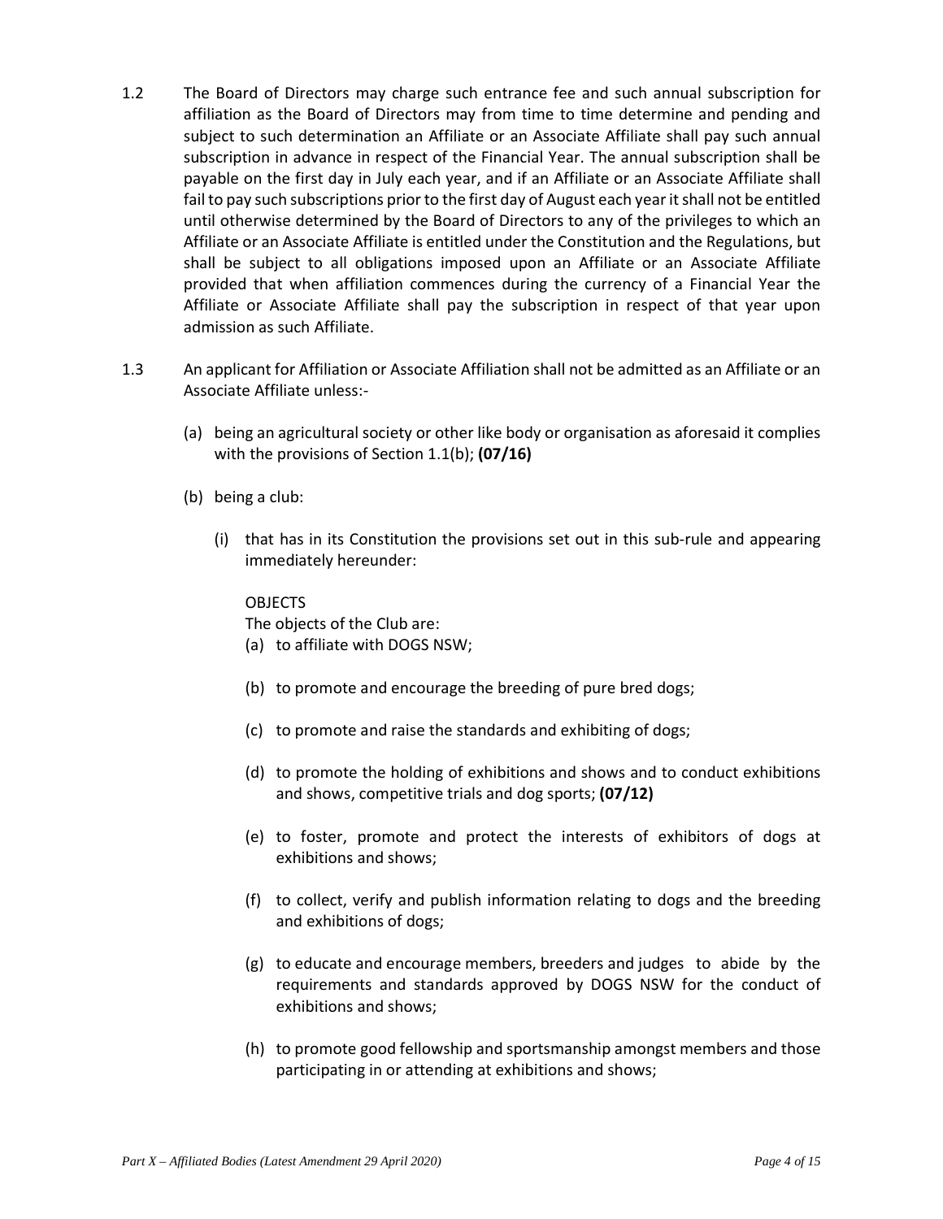1.2 The Board of Directors may charge such entrance fee and such annual subscription for affiliation as the Board of Directors may from time to time determine and pending and subject to such determination an Affiliate or an Associate Affiliate shall pay such annual subscription in advance in respect of the Financial Year. The annual subscription shall be payable on the first day in July each year, and if an Affiliate or an Associate Affiliate shall fail to pay such subscriptions prior to the first day of August each year it shall not be entitled until otherwise determined by the Board of Directors to any of the privileges to which an Affiliate or an Associate Affiliate is entitled under the Constitution and the Regulations, but shall be subject to all obligations imposed upon an Affiliate or an Associate Affiliate provided that when affiliation commences during the currency of a Financial Year the Affiliate or Associate Affiliate shall pay the subscription in respect of that year upon admission as such Affiliate.

1.3 An applicant for Affiliation or Associate Affiliation shall not be admitted as an Affiliate or an Associate Affiliate unless:-

(a) being an agricultural society or other like body or organisation as aforesaid it complies with the provisions of Section 1.1(b); **(07/16)**

(b) being a club:

(i) that has in its Constitution the provisions set out in this sub-rule and appearing immediately hereunder:

OBJECTS

The objects of the Club are:

(a) to affiliate with DOGS NSW;

(b) to promote and encourage the breeding of pure bred dogs;

(c) to promote and raise the standards and exhibiting of dogs;

(d) to promote the holding of exhibitions and shows and to conduct exhibitions and shows, competitive trials and dog sports; **(07/12)**

(e) to foster, promote and protect the interests of exhibitors of dogs at exhibitions and shows;

(f) to collect, verify and publish information relating to dogs and the breeding and exhibitions of dogs;

(g) to educate and encourage members, breeders and judges to abide by the requirements and standards approved by DOGS NSW for the conduct of exhibitions and shows;

(h) to promote good fellowship and sportsmanship amongst members and those participating in or attending at exhibitions and shows;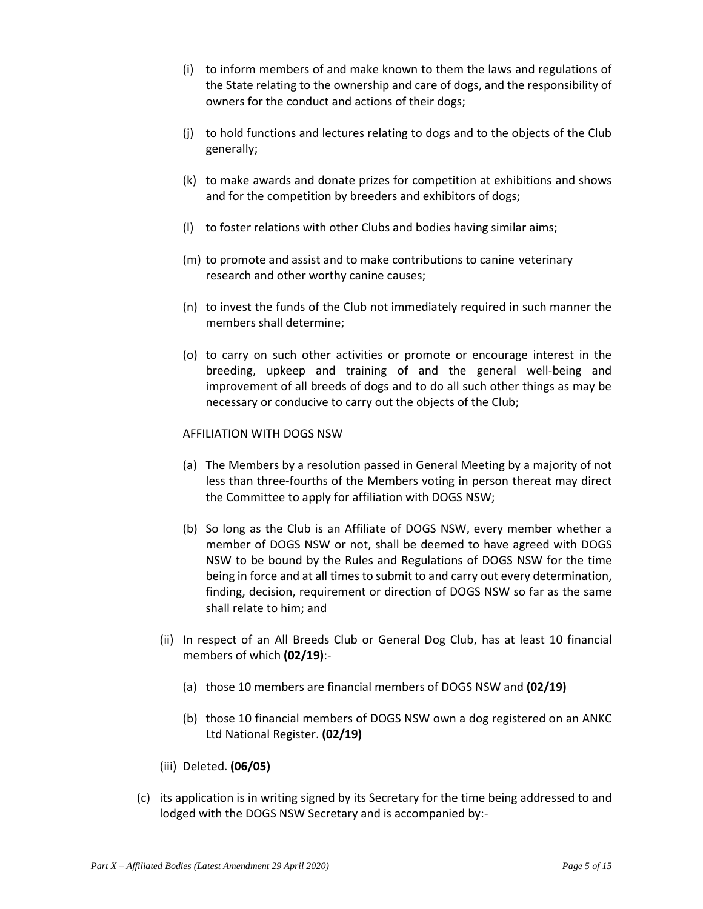(i) to inform members of and make known to them the laws and regulations of the State relating to the ownership and care of dogs, and the responsibility of owners for the conduct and actions of their dogs;

(j) to hold functions and lectures relating to dogs and to the objects of the Club generally;

(k) to make awards and donate prizes for competition at exhibitions and shows and for the competition by breeders and exhibitors of dogs;

(l) to foster relations with other Clubs and bodies having similar aims;

(m) to promote and assist and to make contributions to canine veterinary research and other worthy canine causes;

(n) to invest the funds of the Club not immediately required in such manner the members shall determine;

(o) to carry on such other activities or promote or encourage interest in the breeding, upkeep and training of and the general well-being and improvement of all breeds of dogs and to do all such other things as may be necessary or conducive to carry out the objects of the Club;

AFFILIATION WITH DOGS NSW

(a) The Members by a resolution passed in General Meeting by a majority of not less than three-fourths of the Members voting in person thereat may direct the Committee to apply for affiliation with DOGS NSW;

(b) So long as the Club is an Affiliate of DOGS NSW, every member whether a member of DOGS NSW or not, shall be deemed to have agreed with DOGS NSW to be bound by the Rules and Regulations of DOGS NSW for the time being in force and at all times to submit to and carry out every determination, finding, decision, requirement or direction of DOGS NSW so far as the same shall relate to him; and

(ii) In respect of an All Breeds Club or General Dog Club, has at least 10 financial members of which **(02/19)**:-

(a) those 10 members are financial members of DOGS NSW and **(02/19)**

(b) those 10 financial members of DOGS NSW own a dog registered on an ANKC Ltd National Register. **(02/19)**

(iii) Deleted. **(06/05)**

(c) its application is in writing signed by its Secretary for the time being addressed to and lodged with the DOGS NSW Secretary and is accompanied by:-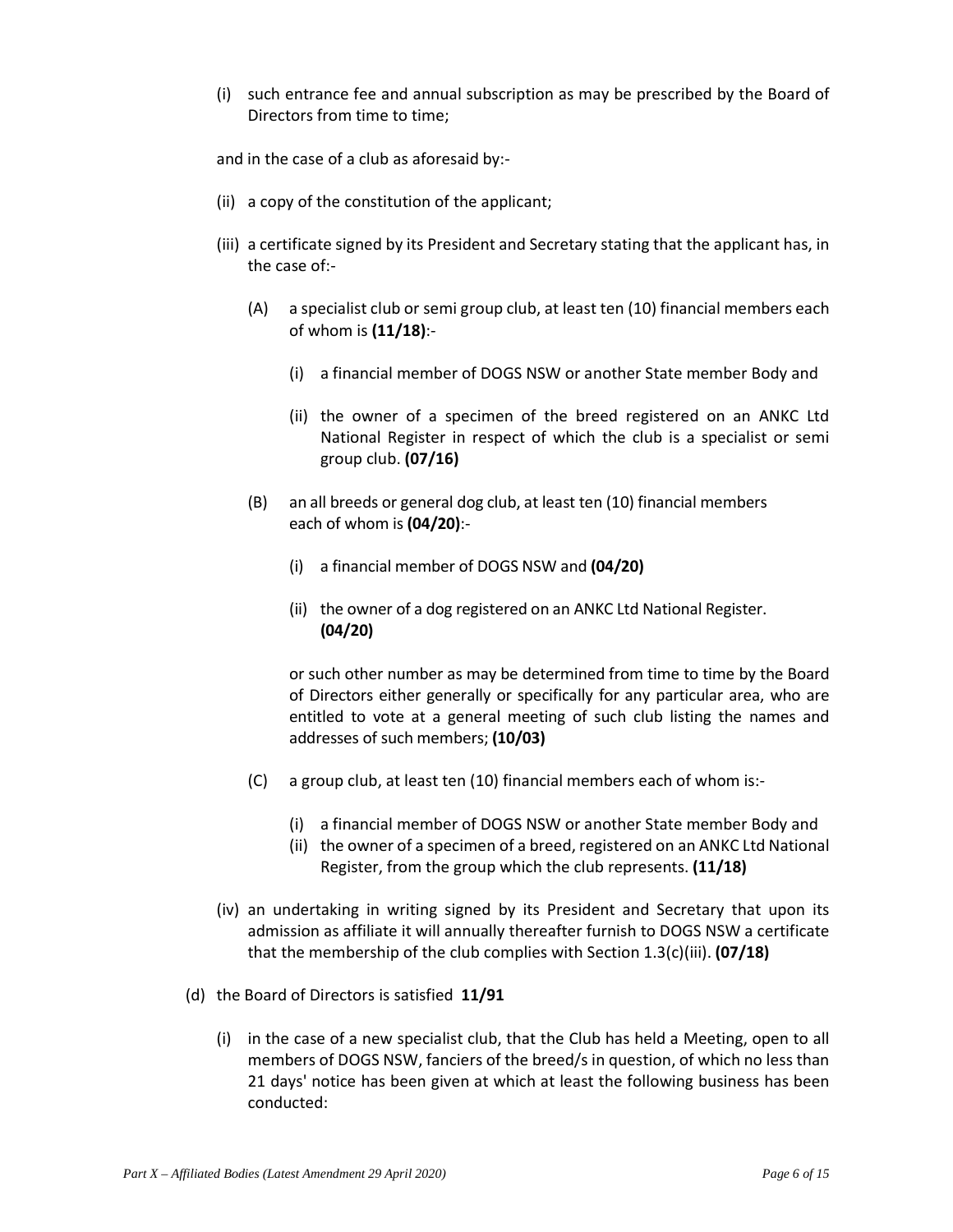(i) such entrance fee and annual subscription as may be prescribed by the Board of Directors from time to time;

and in the case of a club as aforesaid by:-

(ii) a copy of the constitution of the applicant;

(iii) a certificate signed by its President and Secretary stating that the applicant has, in the case of:-

   (A) a specialist club or semi group club, at least ten (10) financial members each of whom is **(11/18)**:-

      (i) a financial member of DOGS NSW or another State member Body and

      (ii) the owner of a specimen of the breed registered on an ANKC Ltd National Register in respect of which the club is a specialist or semi group club. **(07/16)**

   (B) an all breeds or general dog club, at least ten (10) financial members each of whom is **(04/20)**:-

      (i) a financial member of DOGS NSW and **(04/20)**

      (ii) the owner of a dog registered on an ANKC Ltd National Register. **(04/20)**

      or such other number as may be determined from time to time by the Board of Directors either generally or specifically for any particular area, who are entitled to vote at a general meeting of such club listing the names and addresses of such members; **(10/03)**

   (C) a group club, at least ten (10) financial members each of whom is:-

      (i) a financial member of DOGS NSW or another State member Body and
      (ii) the owner of a specimen of a breed, registered on an ANKC Ltd National Register, from the group which the club represents. **(11/18)**

(iv) an undertaking in writing signed by its President and Secretary that upon its admission as affiliate it will annually thereafter furnish to DOGS NSW a certificate that the membership of the club complies with Section 1.3(c)(iii). **(07/18)**

(d) the Board of Directors is satisfied **11/91**

   (i) in the case of a new specialist club, that the Club has held a Meeting, open to all members of DOGS NSW, fanciers of the breed/s in question, of which no less than 21 days' notice has been given at which at least the following business has been conducted: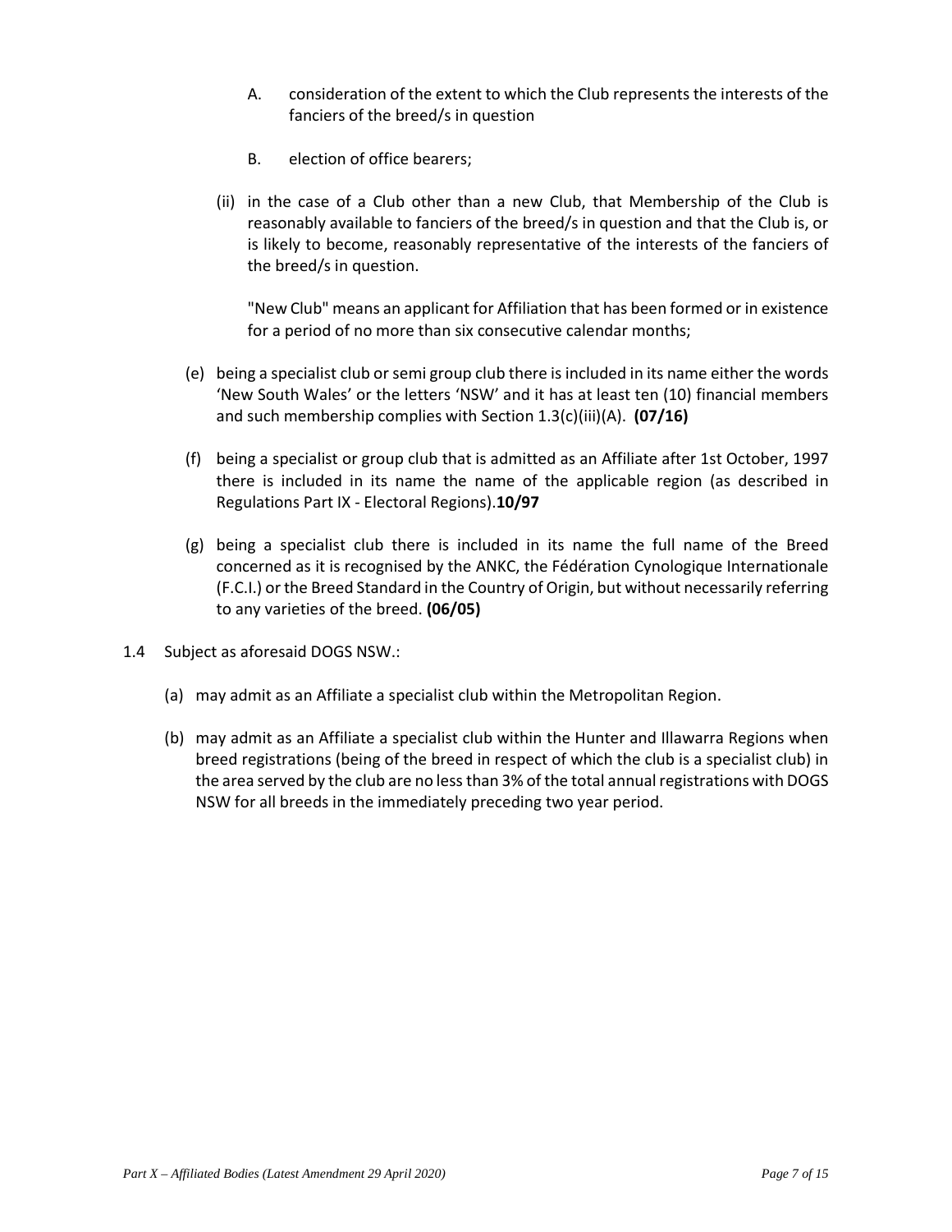A. consideration of the extent to which the Club represents the interests of the fanciers of the breed/s in question

B. election of office bearers;

(ii) in the case of a Club other than a new Club, that Membership of the Club is reasonably available to fanciers of the breed/s in question and that the Club is, or is likely to become, reasonably representative of the interests of the fanciers of the breed/s in question.

"New Club" means an applicant for Affiliation that has been formed or in existence for a period of no more than six consecutive calendar months;

(e) being a specialist club or semi group club there is included in its name either the words 'New South Wales' or the letters 'NSW' and it has at least ten (10) financial members and such membership complies with Section 1.3(c)(iii)(A). **(07/16)**

(f) being a specialist or group club that is admitted as an Affiliate after 1st October, 1997 there is included in its name the name of the applicable region (as described in Regulations Part IX - Electoral Regions).**10/97**

(g) being a specialist club there is included in its name the full name of the Breed concerned as it is recognised by the ANKC, the Fédération Cynologique Internationale (F.C.I.) or the Breed Standard in the Country of Origin, but without necessarily referring to any varieties of the breed. **(06/05)**

1.4 Subject as aforesaid DOGS NSW.:

(a) may admit as an Affiliate a specialist club within the Metropolitan Region.

(b) may admit as an Affiliate a specialist club within the Hunter and Illawarra Regions when breed registrations (being of the breed in respect of which the club is a specialist club) in the area served by the club are no less than 3% of the total annual registrations with DOGS NSW for all breeds in the immediately preceding two year period.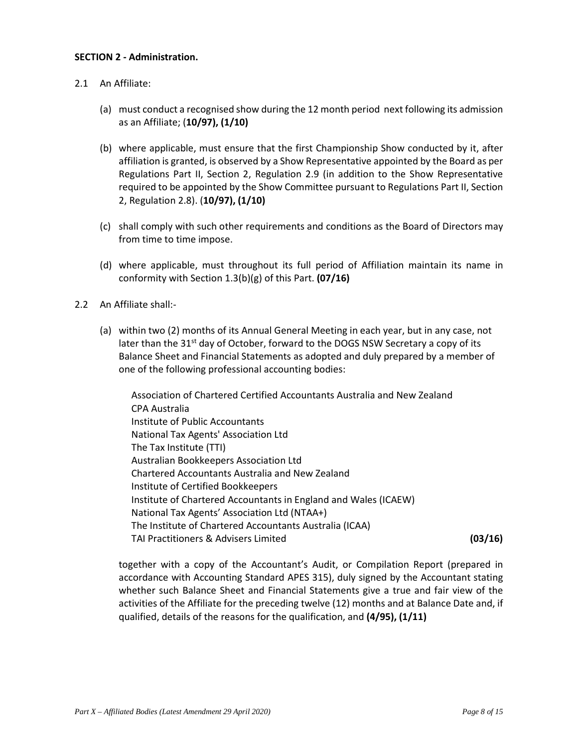**SECTION 2 - Administration.**

2.1 An Affiliate:

(a) must conduct a recognised show during the 12 month period next following its admission as an Affiliate; (**10/97), (1/10)**

(b) where applicable, must ensure that the first Championship Show conducted by it, after affiliation is granted, is observed by a Show Representative appointed by the Board as per Regulations Part II, Section 2, Regulation 2.9 (in addition to the Show Representative required to be appointed by the Show Committee pursuant to Regulations Part II, Section 2, Regulation 2.8). (**10/97), (1/10)**

(c) shall comply with such other requirements and conditions as the Board of Directors may from time to time impose.

(d) where applicable, must throughout its full period of Affiliation maintain its name in conformity with Section 1.3(b)(g) of this Part. **(07/16)**

2.2 An Affiliate shall:-

(a) within two (2) months of its Annual General Meeting in each year, but in any case, not later than the 31st day of October, forward to the DOGS NSW Secretary a copy of its Balance Sheet and Financial Statements as adopted and duly prepared by a member of one of the following professional accounting bodies:

Association of Chartered Certified Accountants Australia and New Zealand
CPA Australia
Institute of Public Accountants
National Tax Agents' Association Ltd
The Tax Institute (TTI)
Australian Bookkeepers Association Ltd
Chartered Accountants Australia and New Zealand
Institute of Certified Bookkeepers
Institute of Chartered Accountants in England and Wales (ICAEW)
National Tax Agents' Association Ltd (NTAA+)
The Institute of Chartered Accountants Australia (ICAA)
TAI Practitioners & Advisers Limited **(03/16)**

together with a copy of the Accountant's Audit, or Compilation Report (prepared in accordance with Accounting Standard APES 315), duly signed by the Accountant stating whether such Balance Sheet and Financial Statements give a true and fair view of the activities of the Affiliate for the preceding twelve (12) months and at Balance Date and, if qualified, details of the reasons for the qualification, and **(4/95), (1/11)**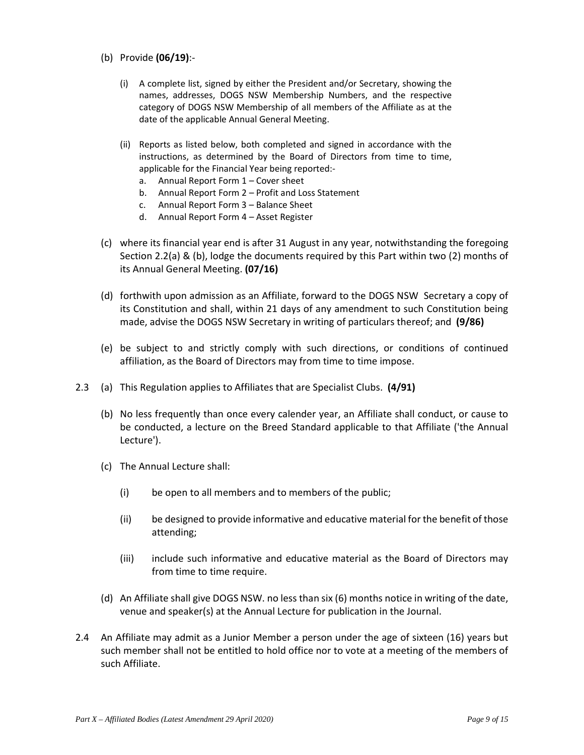(b) Provide **(06/19)**:-

(i) A complete list, signed by either the President and/or Secretary, showing the names, addresses, DOGS NSW Membership Numbers, and the respective category of DOGS NSW Membership of all members of the Affiliate as at the date of the applicable Annual General Meeting.

(ii) Reports as listed below, both completed and signed in accordance with the instructions, as determined by the Board of Directors from time to time, applicable for the Financial Year being reported:-

a. Annual Report Form 1 – Cover sheet
b. Annual Report Form 2 – Profit and Loss Statement
c. Annual Report Form 3 – Balance Sheet
d. Annual Report Form 4 – Asset Register

(c) where its financial year end is after 31 August in any year, notwithstanding the foregoing Section 2.2(a) & (b), lodge the documents required by this Part within two (2) months of its Annual General Meeting. **(07/16)**

(d) forthwith upon admission as an Affiliate, forward to the DOGS NSW Secretary a copy of its Constitution and shall, within 21 days of any amendment to such Constitution being made, advise the DOGS NSW Secretary in writing of particulars thereof; and **(9/86)**

(e) be subject to and strictly comply with such directions, or conditions of continued affiliation, as the Board of Directors may from time to time impose.

2.3 (a) This Regulation applies to Affiliates that are Specialist Clubs. **(4/91)**

(b) No less frequently than once every calender year, an Affiliate shall conduct, or cause to be conducted, a lecture on the Breed Standard applicable to that Affiliate ('the Annual Lecture').

(c) The Annual Lecture shall:

(i) be open to all members and to members of the public;

(ii) be designed to provide informative and educative material for the benefit of those attending;

(iii) include such informative and educative material as the Board of Directors may from time to time require.

(d) An Affiliate shall give DOGS NSW. no less than six (6) months notice in writing of the date, venue and speaker(s) at the Annual Lecture for publication in the Journal.

2.4 An Affiliate may admit as a Junior Member a person under the age of sixteen (16) years but such member shall not be entitled to hold office nor to vote at a meeting of the members of such Affiliate.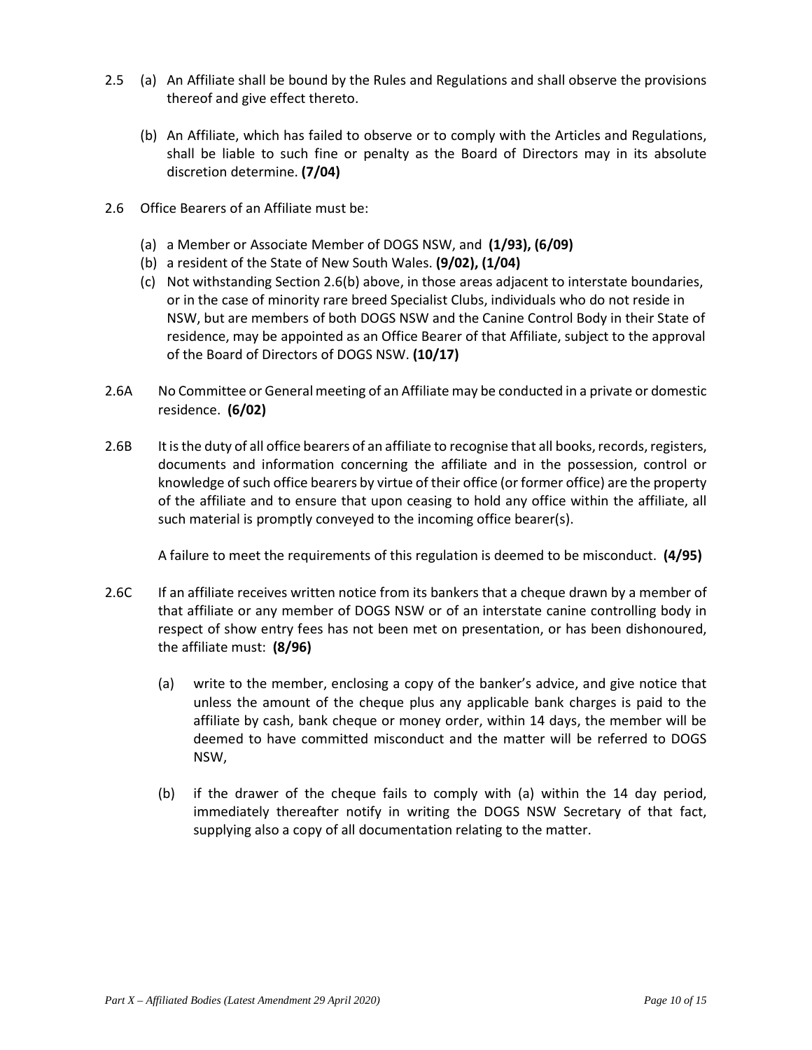2.5 (a) An Affiliate shall be bound by the Rules and Regulations and shall observe the provisions thereof and give effect thereto.

(b) An Affiliate, which has failed to observe or to comply with the Articles and Regulations, shall be liable to such fine or penalty as the Board of Directors may in its absolute discretion determine. **(7/04)**

2.6 Office Bearers of an Affiliate must be:

(a) a Member or Associate Member of DOGS NSW, and **(1/93), (6/09)**
(b) a resident of the State of New South Wales. **(9/02), (1/04)**
(c) Not withstanding Section 2.6(b) above, in those areas adjacent to interstate boundaries, or in the case of minority rare breed Specialist Clubs, individuals who do not reside in NSW, but are members of both DOGS NSW and the Canine Control Body in their State of residence, may be appointed as an Office Bearer of that Affiliate, subject to the approval of the Board of Directors of DOGS NSW. **(10/17)**

2.6A No Committee or General meeting of an Affiliate may be conducted in a private or domestic residence. **(6/02)**

2.6B It is the duty of all office bearers of an affiliate to recognise that all books, records, registers, documents and information concerning the affiliate and in the possession, control or knowledge of such office bearers by virtue of their office (or former office) are the property of the affiliate and to ensure that upon ceasing to hold any office within the affiliate, all such material is promptly conveyed to the incoming office bearer(s).

A failure to meet the requirements of this regulation is deemed to be misconduct. **(4/95)**

2.6C If an affiliate receives written notice from its bankers that a cheque drawn by a member of that affiliate or any member of DOGS NSW or of an interstate canine controlling body in respect of show entry fees has not been met on presentation, or has been dishonoured, the affiliate must: **(8/96)**

(a) write to the member, enclosing a copy of the banker's advice, and give notice that unless the amount of the cheque plus any applicable bank charges is paid to the affiliate by cash, bank cheque or money order, within 14 days, the member will be deemed to have committed misconduct and the matter will be referred to DOGS NSW,

(b) if the drawer of the cheque fails to comply with (a) within the 14 day period, immediately thereafter notify in writing the DOGS NSW Secretary of that fact, supplying also a copy of all documentation relating to the matter.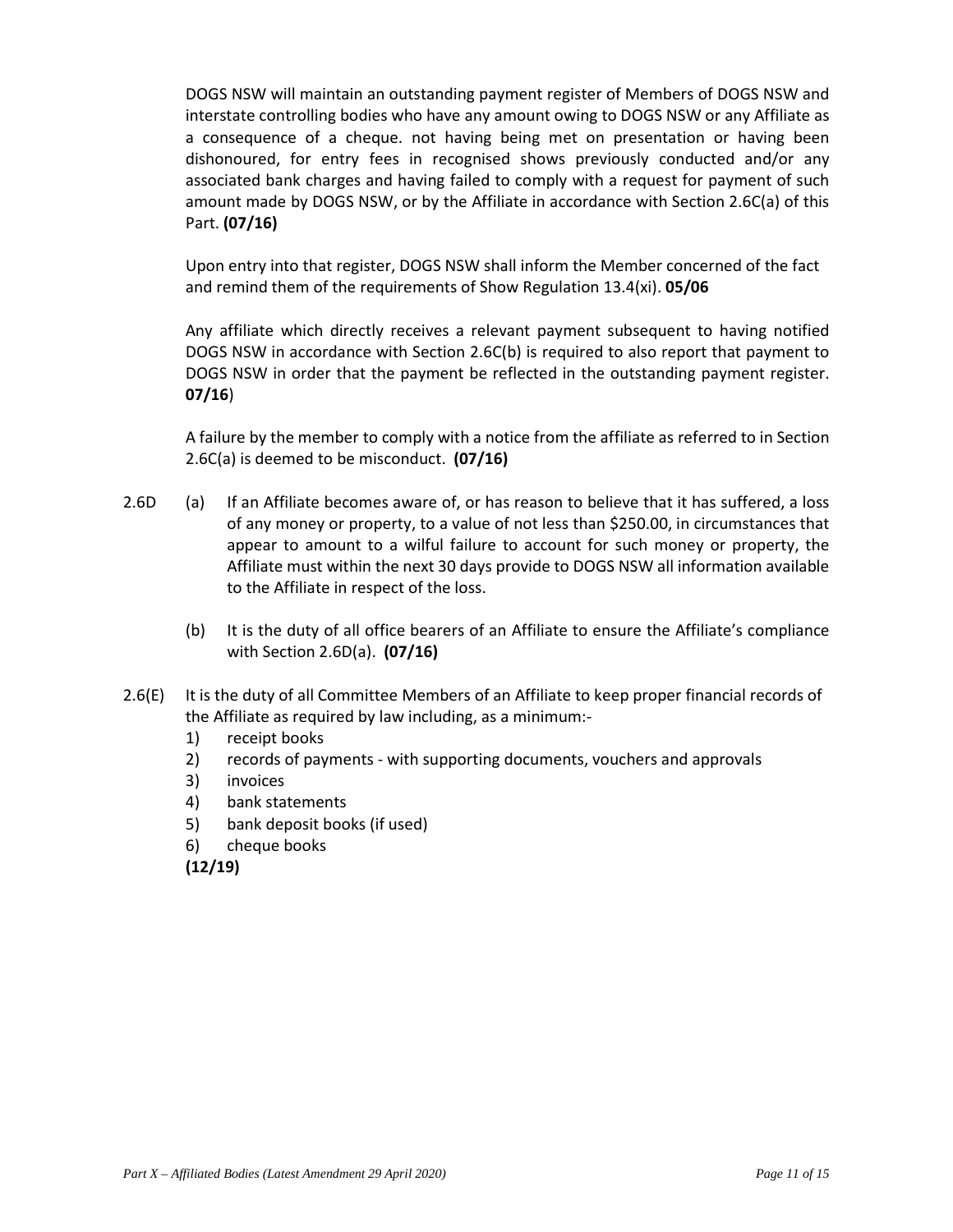DOGS NSW will maintain an outstanding payment register of Members of DOGS NSW and interstate controlling bodies who have any amount owing to DOGS NSW or any Affiliate as a consequence of a cheque. not having being met on presentation or having been dishonoured, for entry fees in recognised shows previously conducted and/or any associated bank charges and having failed to comply with a request for payment of such amount made by DOGS NSW, or by the Affiliate in accordance with Section 2.6C(a) of this Part. **(07/16)**

Upon entry into that register, DOGS NSW shall inform the Member concerned of the fact and remind them of the requirements of Show Regulation 13.4(xi). **05/06**

Any affiliate which directly receives a relevant payment subsequent to having notified DOGS NSW in accordance with Section 2.6C(b) is required to also report that payment to DOGS NSW in order that the payment be reflected in the outstanding payment register. **07/16**)

A failure by the member to comply with a notice from the affiliate as referred to in Section 2.6C(a) is deemed to be misconduct. **(07/16)**

2.6D (a) If an Affiliate becomes aware of, or has reason to believe that it has suffered, a loss of any money or property, to a value of not less than $250.00, in circumstances that appear to amount to a wilful failure to account for such money or property, the Affiliate must within the next 30 days provide to DOGS NSW all information available to the Affiliate in respect of the loss.

(b) It is the duty of all office bearers of an Affiliate to ensure the Affiliate's compliance with Section 2.6D(a). **(07/16)**

2.6(E) It is the duty of all Committee Members of an Affiliate to keep proper financial records of the Affiliate as required by law including, as a minimum:-

1) receipt books
2) records of payments - with supporting documents, vouchers and approvals
3) invoices
4) bank statements
5) bank deposit books (if used)
6) cheque books

**(12/19)**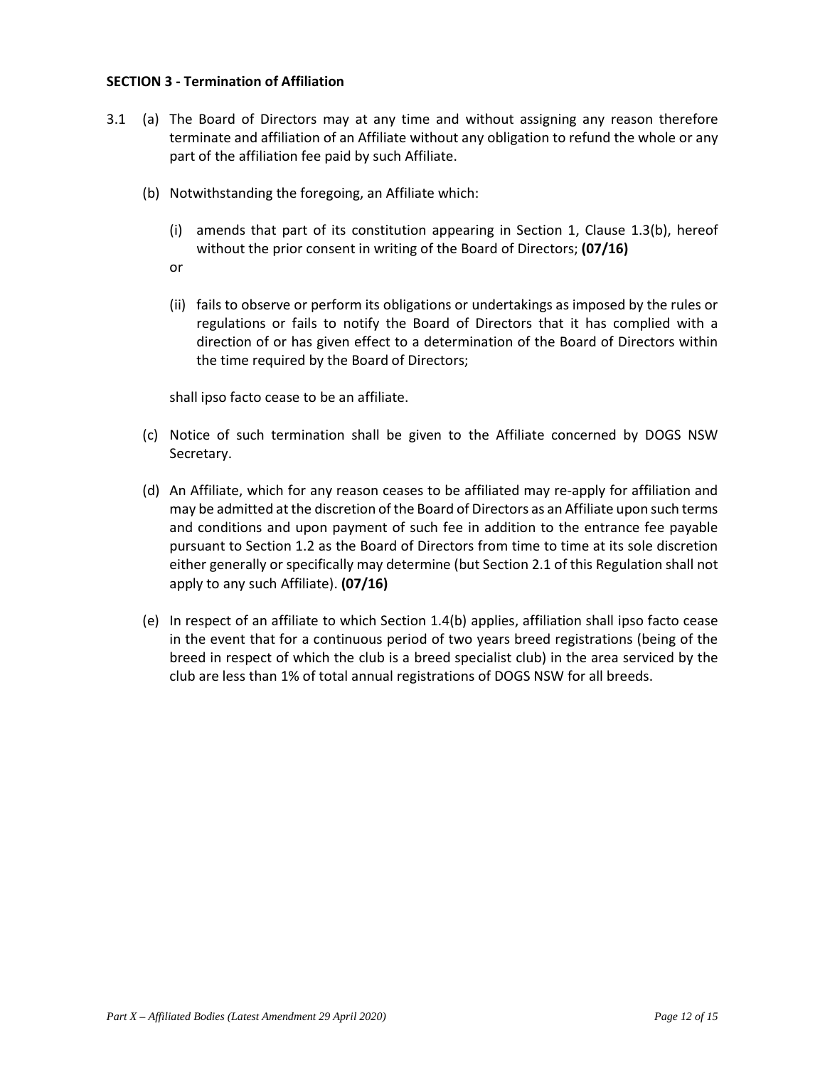**SECTION 3 - Termination of Affiliation**

3.1 (a) The Board of Directors may at any time and without assigning any reason therefore terminate and affiliation of an Affiliate without any obligation to refund the whole or any part of the affiliation fee paid by such Affiliate.

(b) Notwithstanding the foregoing, an Affiliate which:

(i) amends that part of its constitution appearing in Section 1, Clause 1.3(b), hereof without the prior consent in writing of the Board of Directors; **(07/16)**

or

(ii) fails to observe or perform its obligations or undertakings as imposed by the rules or regulations or fails to notify the Board of Directors that it has complied with a direction of or has given effect to a determination of the Board of Directors within the time required by the Board of Directors;

shall ipso facto cease to be an affiliate.

(c) Notice of such termination shall be given to the Affiliate concerned by DOGS NSW Secretary.

(d) An Affiliate, which for any reason ceases to be affiliated may re-apply for affiliation and may be admitted at the discretion of the Board of Directors as an Affiliate upon such terms and conditions and upon payment of such fee in addition to the entrance fee payable pursuant to Section 1.2 as the Board of Directors from time to time at its sole discretion either generally or specifically may determine (but Section 2.1 of this Regulation shall not apply to any such Affiliate). **(07/16)**

(e) In respect of an affiliate to which Section 1.4(b) applies, affiliation shall ipso facto cease in the event that for a continuous period of two years breed registrations (being of the breed in respect of which the club is a breed specialist club) in the area serviced by the club are less than 1% of total annual registrations of DOGS NSW for all breeds.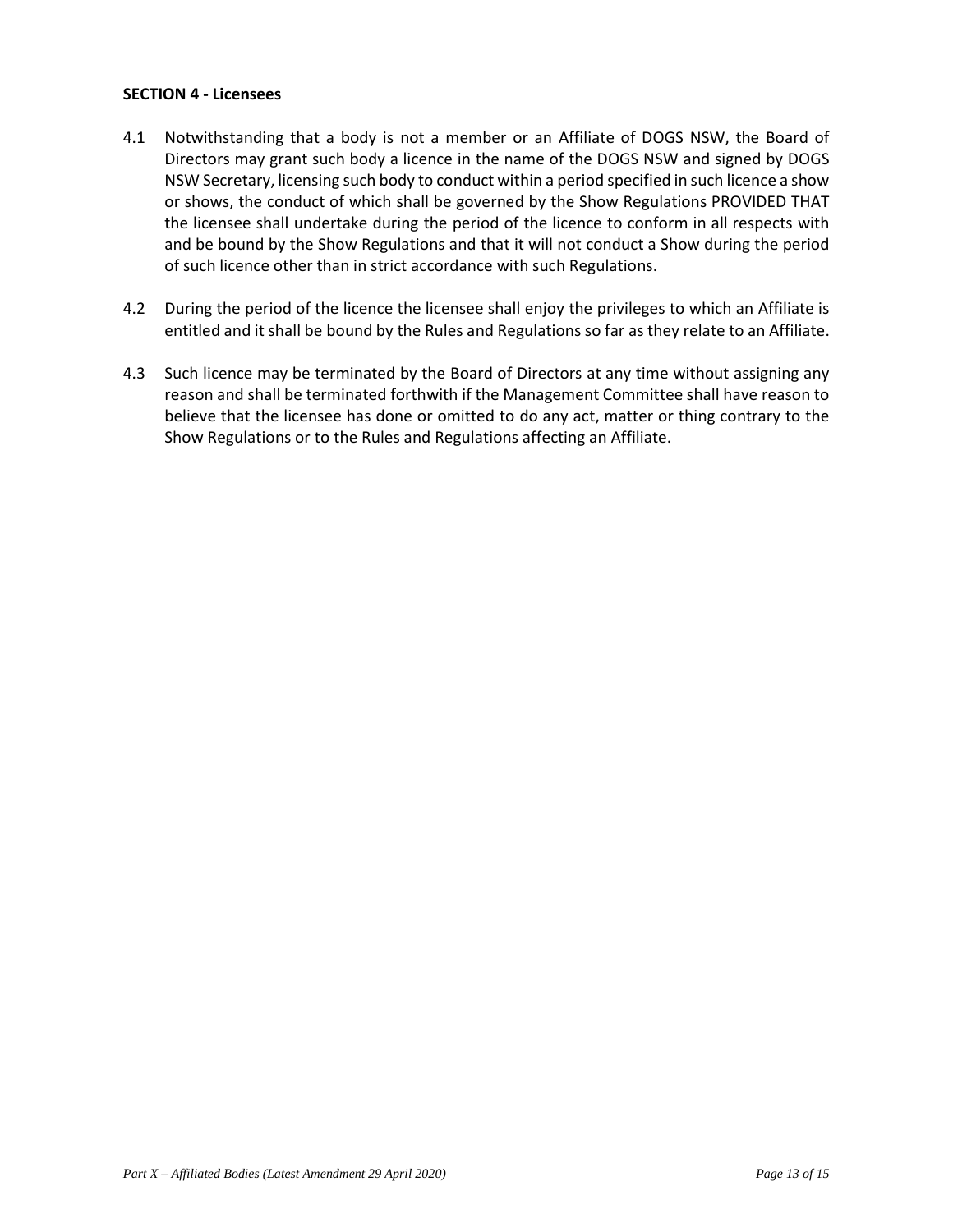**SECTION 4 - Licensees**

4.1 Notwithstanding that a body is not a member or an Affiliate of DOGS NSW, the Board of Directors may grant such body a licence in the name of the DOGS NSW and signed by DOGS NSW Secretary, licensing such body to conduct within a period specified in such licence a show or shows, the conduct of which shall be governed by the Show Regulations PROVIDED THAT the licensee shall undertake during the period of the licence to conform in all respects with and be bound by the Show Regulations and that it will not conduct a Show during the period of such licence other than in strict accordance with such Regulations.

4.2 During the period of the licence the licensee shall enjoy the privileges to which an Affiliate is entitled and it shall be bound by the Rules and Regulations so far as they relate to an Affiliate.

4.3 Such licence may be terminated by the Board of Directors at any time without assigning any reason and shall be terminated forthwith if the Management Committee shall have reason to believe that the licensee has done or omitted to do any act, matter or thing contrary to the Show Regulations or to the Rules and Regulations affecting an Affiliate.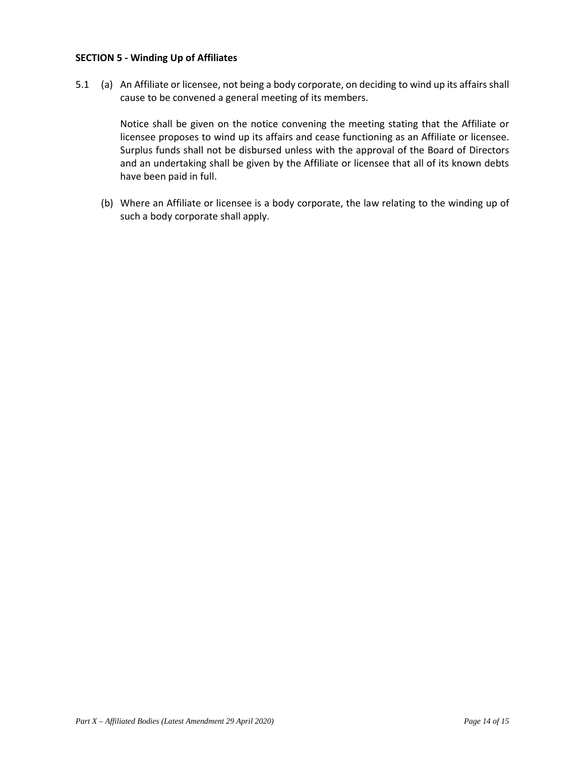**SECTION 5 - Winding Up of Affiliates**

5.1 (a) An Affiliate or licensee, not being a body corporate, on deciding to wind up its affairs shall cause to be convened a general meeting of its members.

Notice shall be given on the notice convening the meeting stating that the Affiliate or licensee proposes to wind up its affairs and cease functioning as an Affiliate or licensee. Surplus funds shall not be disbursed unless with the approval of the Board of Directors and an undertaking shall be given by the Affiliate or licensee that all of its known debts have been paid in full.

(b) Where an Affiliate or licensee is a body corporate, the law relating to the winding up of such a body corporate shall apply.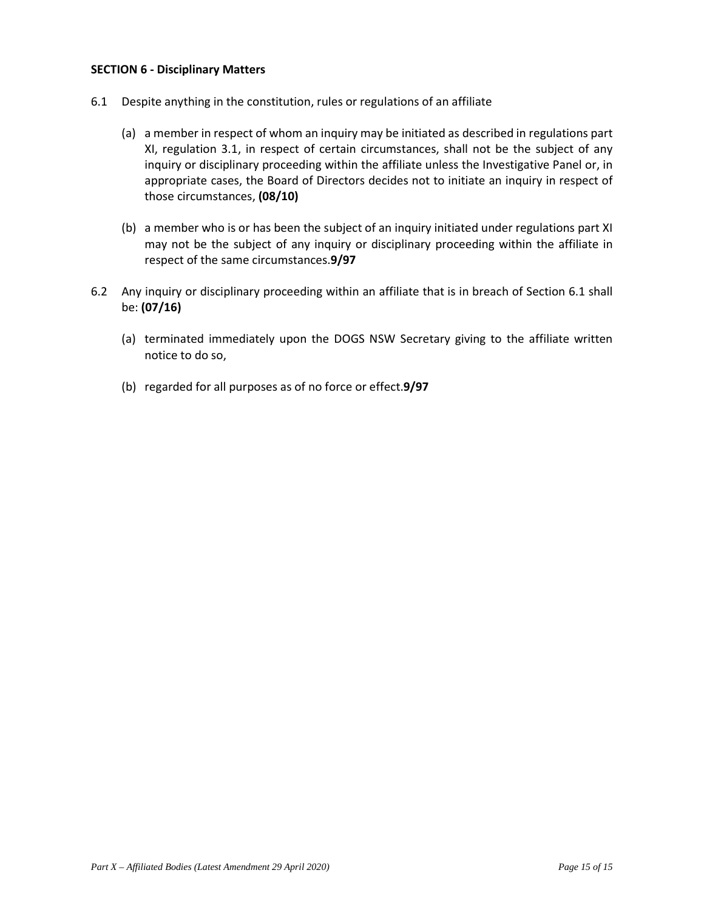**SECTION 6 - Disciplinary Matters**

6.1 Despite anything in the constitution, rules or regulations of an affiliate

(a) a member in respect of whom an inquiry may be initiated as described in regulations part XI, regulation 3.1, in respect of certain circumstances, shall not be the subject of any inquiry or disciplinary proceeding within the affiliate unless the Investigative Panel or, in appropriate cases, the Board of Directors decides not to initiate an inquiry in respect of those circumstances, **(08/10)**

(b) a member who is or has been the subject of an inquiry initiated under regulations part XI may not be the subject of any inquiry or disciplinary proceeding within the affiliate in respect of the same circumstances.**9/97**

6.2 Any inquiry or disciplinary proceeding within an affiliate that is in breach of Section 6.1 shall be: **(07/16)**

(a) terminated immediately upon the DOGS NSW Secretary giving to the affiliate written notice to do so,

(b) regarded for all purposes as of no force or effect.**9/97**